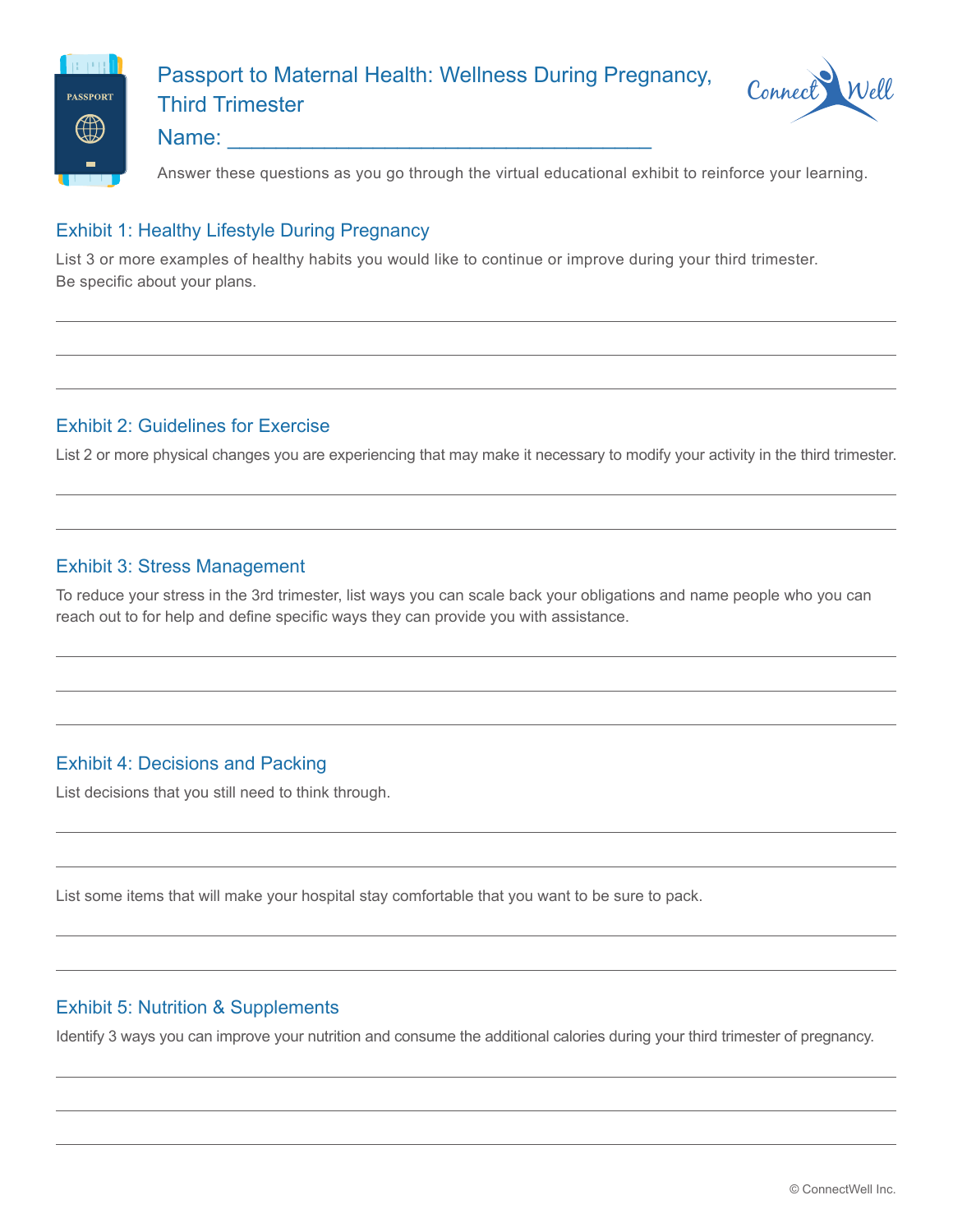# Passport to Maternal Health: Wellness During Pregnancy, Third Trimester

Name: ___________________________________

Answer these questions as you go through the virtual educational exhibit to reinforce your learning.

## Exhibit 1: Healthy Lifestyle During Pregnancy

List 3 or more examples of healthy habits you would like to continue or improve during your third trimester. Be specific about your plans.

## Exhibit 2: Guidelines for Exercise

List 2 or more physical changes you are experiencing that may make it necessary to modify your activity in the third trimester.

## Exhibit 3: Stress Management

To reduce your stress in the 3rd trimester, list ways you can scale back your obligations and name people who you can reach out to for help and define specific ways they can provide you with assistance.

## Exhibit 4: Decisions and Packing

List decisions that you still need to think through.

List some items that will make your hospital stay comfortable that you want to be sure to pack.

## Exhibit 5: Nutrition & Supplements

Identify 3 ways you can improve your nutrition and consume the additional calories during your third trimester of pregnancy.

© ConnectWell Inc.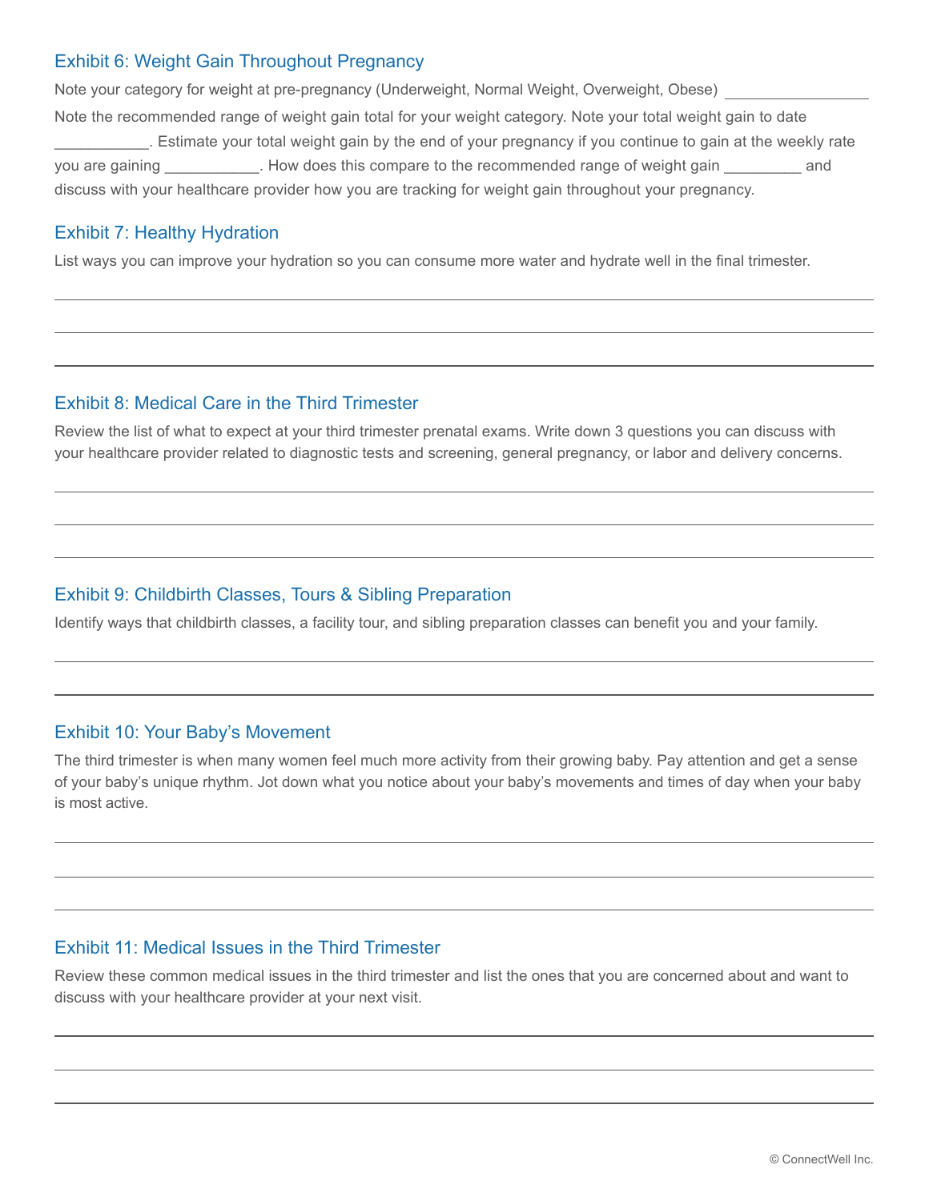### Exhibit 6: Weight Gain Throughout Pregnancy

Note your category for weight at pre-pregnancy (Underweight, Normal Weight, Overweight, Obese) ________________ Note the recommended range of weight gain total for your weight category. Note your total weight gain to date ___________. Estimate your total weight gain by the end of your pregnancy if you continue to gain at the weekly rate you are gaining ___________. How does this compare to the recommended range of weight gain _________ and discuss with your healthcare provider how you are tracking for weight gain throughout your pregnancy.

### Exhibit 7: Healthy Hydration

List ways you can improve your hydration so you can consume more water and hydrate well in the final trimester.

---

---

---

### Exhibit 8: Medical Care in the Third Trimester

Review the list of what to expect at your third trimester prenatal exams. Write down 3 questions you can discuss with your healthcare provider related to diagnostic tests and screening, general pregnancy, or labor and delivery concerns.

---

---

---

### Exhibit 9: Childbirth Classes, Tours & Sibling Preparation

Identify ways that childbirth classes, a facility tour, and sibling preparation classes can benefit you and your family.

---

---

### Exhibit 10: Your Baby's Movement

The third trimester is when many women feel much more activity from their growing baby. Pay attention and get a sense of your baby's unique rhythm. Jot down what you notice about your baby's movements and times of day when your baby is most active.

---

---

---

### Exhibit 11: Medical Issues in the Third Trimester

Review these common medical issues in the third trimester and list the ones that you are concerned about and want to discuss with your healthcare provider at your next visit.

---

---

---

© ConnectWell Inc.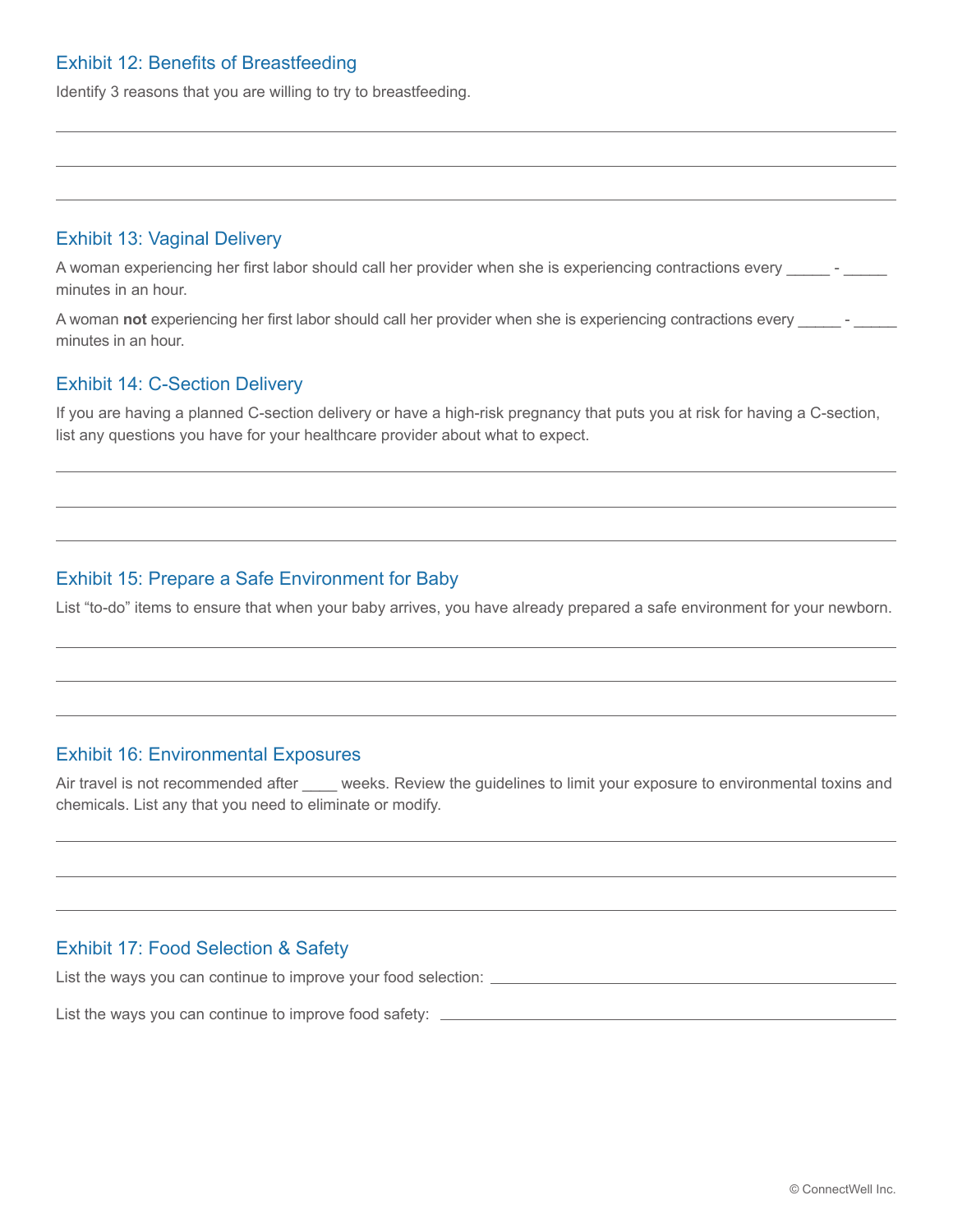## Exhibit 12: Benefits of Breastfeeding

Identify 3 reasons that you are willing to try to breastfeeding.

___

___

___

## Exhibit 13: Vaginal Delivery

A woman experiencing her first labor should call her provider when she is experiencing contractions every _____ - _____ minutes in an hour.

A woman **not** experiencing her first labor should call her provider when she is experiencing contractions every _____ - _____ minutes in an hour.

## Exhibit 14: C-Section Delivery

If you are having a planned C-section delivery or have a high-risk pregnancy that puts you at risk for having a C-section, list any questions you have for your healthcare provider about what to expect.

___

___

___

## Exhibit 15: Prepare a Safe Environment for Baby

List "to-do" items to ensure that when your baby arrives, you have already prepared a safe environment for your newborn.

___

___

___

## Exhibit 16: Environmental Exposures

Air travel is not recommended after ____ weeks. Review the guidelines to limit your exposure to environmental toxins and chemicals. List any that you need to eliminate or modify.

___

___

___

## Exhibit 17: Food Selection & Safety

List the ways you can continue to improve your food selection: ___

List the ways you can continue to improve food safety: ___

© ConnectWell Inc.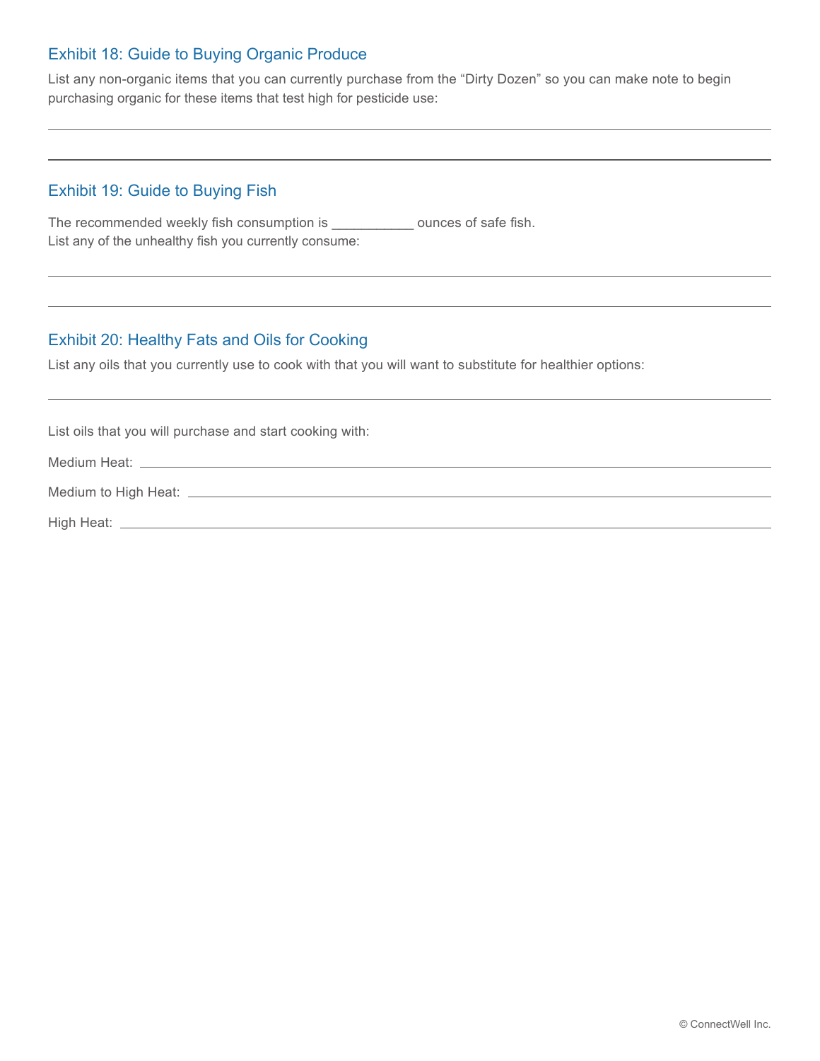## Exhibit 18: Guide to Buying Organic Produce

List any non-organic items that you can currently purchase from the "Dirty Dozen" so you can make note to begin purchasing organic for these items that test high for pesticide use:

---

---

## Exhibit 19: Guide to Buying Fish

The recommended weekly fish consumption is ___________ ounces of safe fish.
List any of the unhealthy fish you currently consume:

---

---

## Exhibit 20: Healthy Fats and Oils for Cooking

List any oils that you currently use to cook with that you will want to substitute for healthier options:

---

List oils that you will purchase and start cooking with:

Medium Heat: ____________________________________________

Medium to High Heat: ____________________________________________

High Heat: ____________________________________________

© ConnectWell Inc.